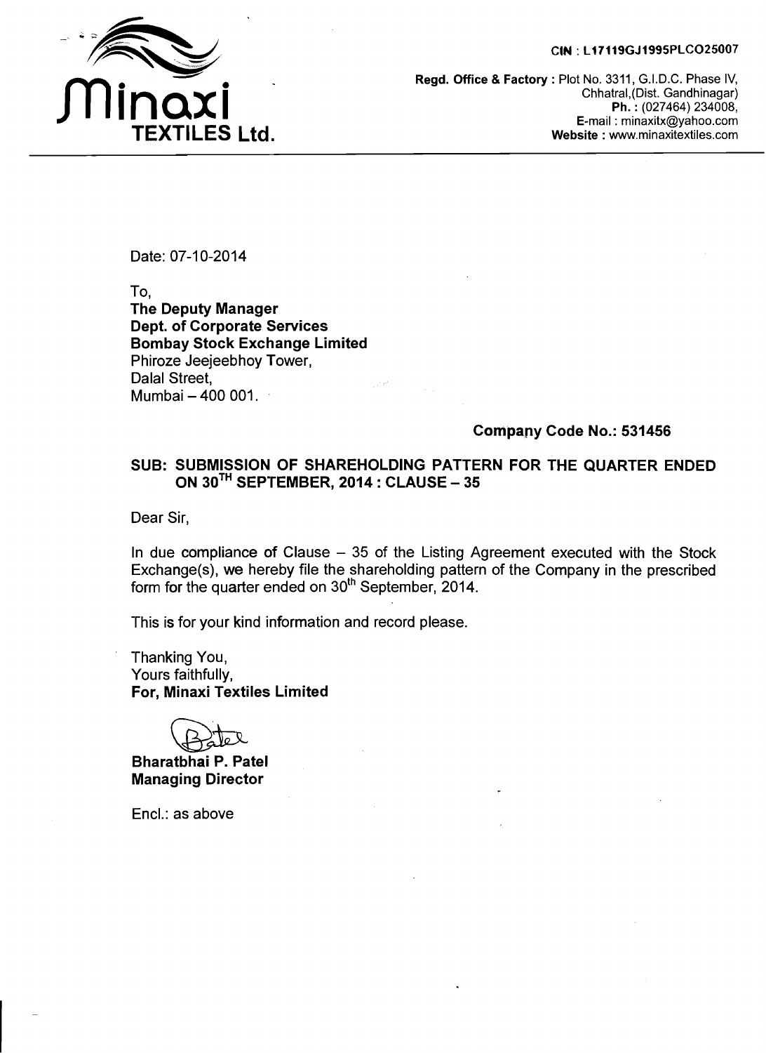CIN : L17119GJ1995PLCO25007

**Minaxi TEXTILES Ltd.**

**Regd. Office & Factory :** Plot No. 3311, G.I.D.C. Phase IV, Chhatral,(Dist. Gandhinagar)
**Ph. :** (027464) 234008,
**E-mail :** minaxitx@yahoo.com
**Website :** www.minaxitextiles.com

---

Date: 07-10-2014

To,
**The Deputy Manager**
**Dept. of Corporate Services**
**Bombay Stock Exchange Limited**
Phiroze Jeejeebhoy Tower,
Dalal Street,
Mumbai – 400 001.

**Company Code No.: 531456**

**SUB: SUBMISSION OF SHAREHOLDING PATTERN FOR THE QUARTER ENDED ON 30TH SEPTEMBER, 2014 : CLAUSE – 35**

Dear Sir,

In due compliance of Clause – 35 of the Listing Agreement executed with the Stock Exchange(s), we hereby file the shareholding pattern of the Company in the prescribed form for the quarter ended on 30th September, 2014.

This is for your kind information and record please.

Thanking You,
Yours faithfully,
**For, Minaxi Textiles Limited**

**Bharatbhai P. Patel**
**Managing Director**

Encl.: as above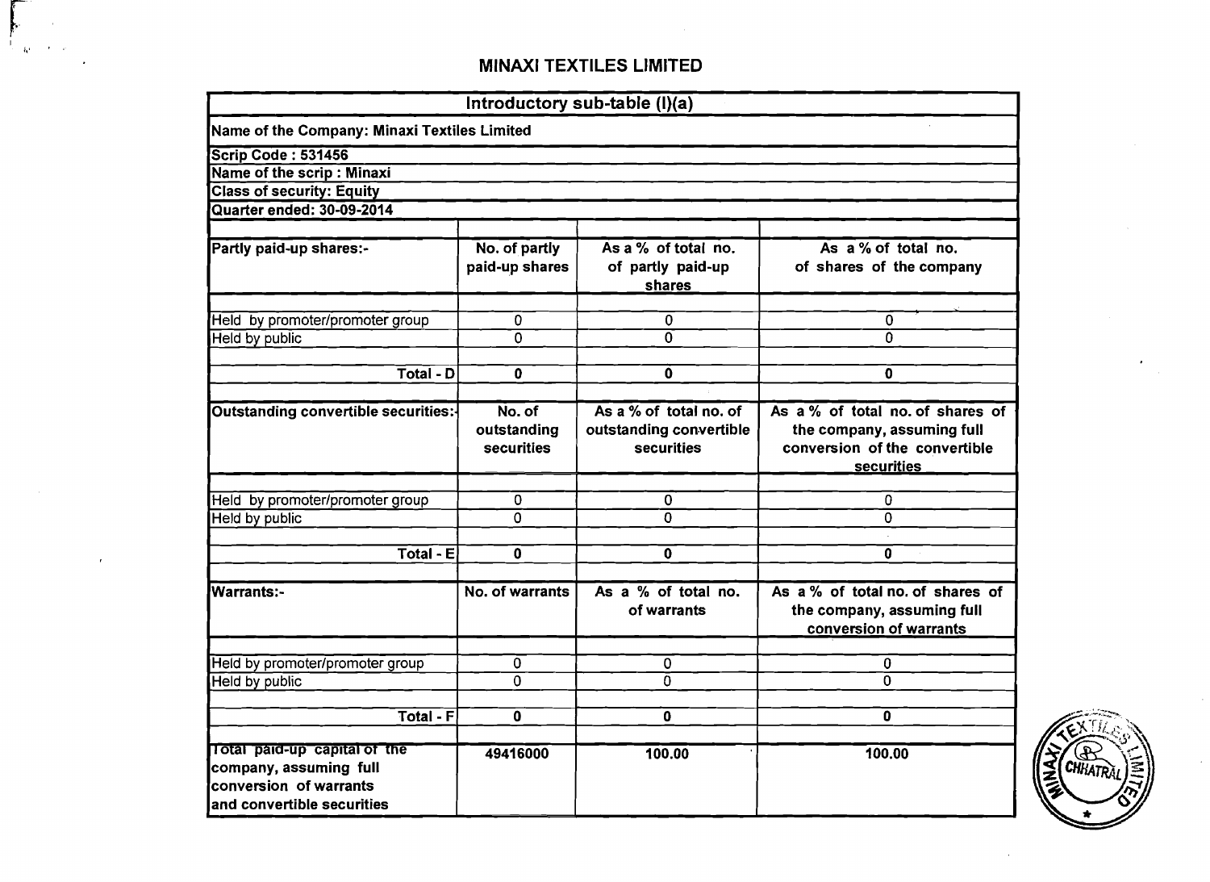# MINAXI TEXTILES LIMITED

| Introductory sub-table (I)(a) | | | |
|---|---|---|---|
| Name of the Company: Minaxi Textiles Limited | | | |
| Scrip Code : 531456 | | | |
| Name of the scrip : Minaxi | | | |
| Class of security: Equity | | | |
| Quarter ended: 30-09-2014 | | | |
| **Partly paid-up shares:-** | **No. of partly paid-up shares** | **As a % of total no. of partly paid-up shares** | **As a % of total no. of shares of the company** |
| Held by promoter/promoter group | 0 | 0 | 0 |
| Held by public | 0 | 0 | 0 |
| **Total - D** | **0** | **0** | **0** |
| **Outstanding convertible securities:-** | **No. of outstanding securities** | **As a % of total no. of outstanding convertible securities** | **As a % of total no. of shares of the company, assuming full conversion of the convertible securities** |
| Held by promoter/promoter group | 0 | 0 | 0 |
| Held by public | 0 | 0 | 0 |
| **Total - E** | **0** | **0** | **0** |
| **Warrants:-** | **No. of warrants** | **As a % of total no. of warrants** | **As a % of total no. of shares of the company, assuming full conversion of warrants** |
| Held by promoter/promoter group | 0 | 0 | 0 |
| Held by public | 0 | 0 | 0 |
| **Total - F** | **0** | **0** | **0** |
| **Total paid-up capital of the company, assuming full conversion of warrants and convertible securities** | **49416000** | **100.00** | **100.00** |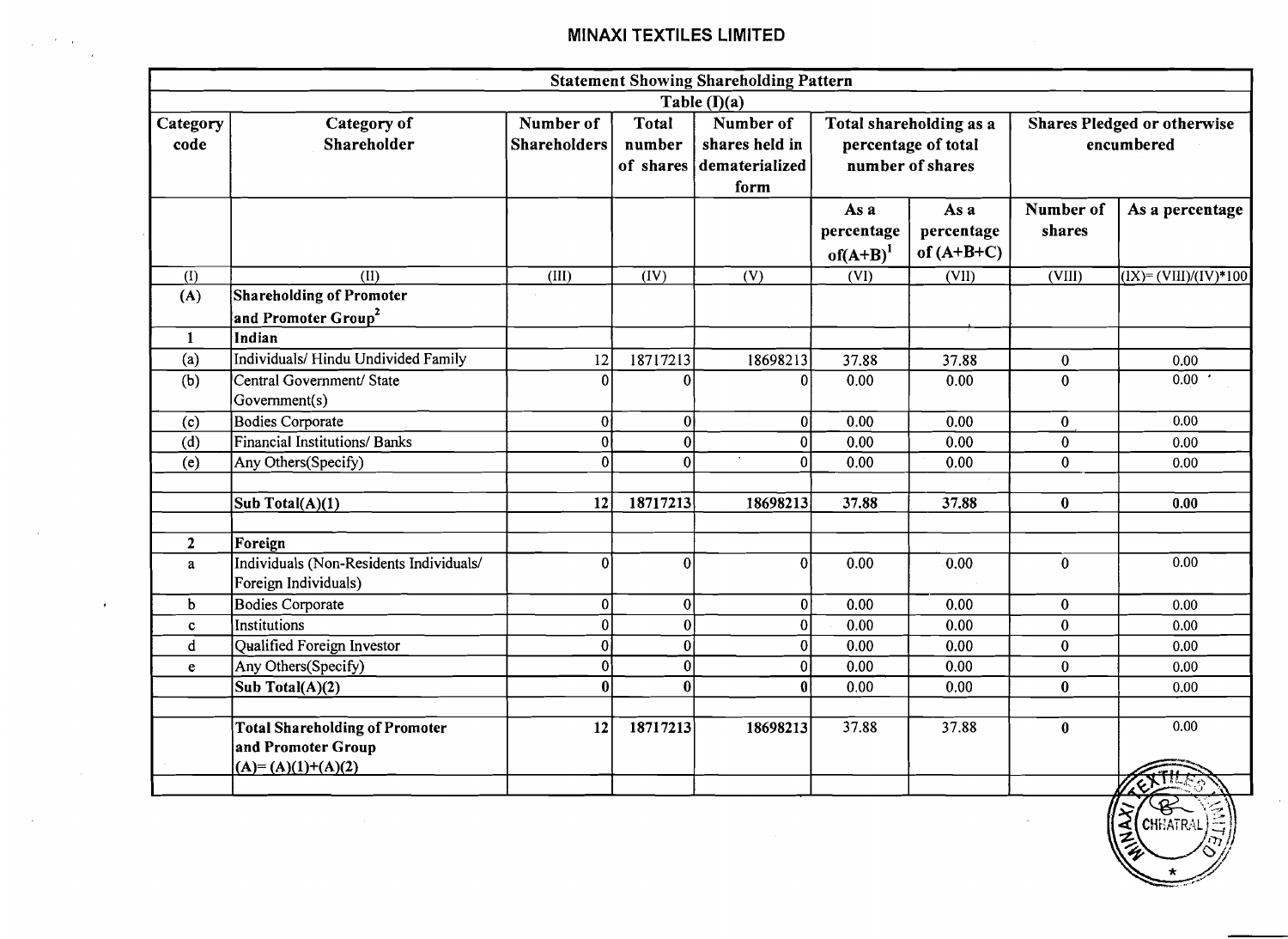## MINAXI TEXTILES LIMITED

| Statement Showing Shareholding Pattern | | | | | | | | |
|---|---|---|---|---|---|---|---|---|
| Table (I)(a) | | | | | | | | |
| Category code | Category of Shareholder | Number of Shareholders | Total number of shares | Number of shares held in dematerialized form | Total shareholding as a percentage of total number of shares | | Shares Pledged or otherwise encumbered | |
| | | | | | As a percentage of(A+B)[1] | As a percentage of (A+B+C) | Number of shares | As a percentage |
| (I) | (II) | (III) | (IV) | (V) | (VI) | (VII) | (VIII) | (IX)= (VIII)/(IV)*100 |
| **(A)** | **Shareholding of Promoter and Promoter Group[2]** | | | | | | | |
| **1** | **Indian** | | | | | | | |
| (a) | Individuals/ Hindu Undivided Family | 12 | 18717213 | 18698213 | 37.88 | 37.88 | 0 | 0.00 |
| (b) | Central Government/ State Government(s) | 0 | 0 | 0 | 0.00 | 0.00 | 0 | 0.00 |
| (c) | Bodies Corporate | 0 | 0 | 0 | 0.00 | 0.00 | 0 | 0.00 |
| (d) | Financial Institutions/ Banks | 0 | 0 | 0 | 0.00 | 0.00 | 0 | 0.00 |
| (e) | Any Others(Specify) | 0 | 0 | 0 | 0.00 | 0.00 | 0 | 0.00 |
| | | | | | | | | |
| | **Sub Total(A)(1)** | **12** | **18717213** | **18698213** | **37.88** | **37.88** | **0** | **0.00** |
| | | | | | | | | |
| **2** | **Foreign** | | | | | | | |
| a | Individuals (Non-Residents Individuals/ Foreign Individuals) | 0 | 0 | 0 | 0.00 | 0.00 | 0 | 0.00 |
| b | Bodies Corporate | 0 | 0 | 0 | 0.00 | 0.00 | 0 | 0.00 |
| c | Institutions | 0 | 0 | 0 | 0.00 | 0.00 | 0 | 0.00 |
| d | Qualified Foreign Investor | 0 | 0 | 0 | 0.00 | 0.00 | 0 | 0.00 |
| e | Any Others(Specify) | 0 | 0 | 0 | 0.00 | 0.00 | 0 | 0.00 |
| | **Sub Total(A)(2)** | **0** | **0** | **0** | 0.00 | 0.00 | **0** | 0.00 |
| | | | | | | | | |
| | **Total Shareholding of Promoter and Promoter Group (A)= (A)(1)+(A)(2)** | **12** | **18717213** | **18698213** | 37.88 | 37.88 | **0** | 0.00 |
| | | | | | | | | |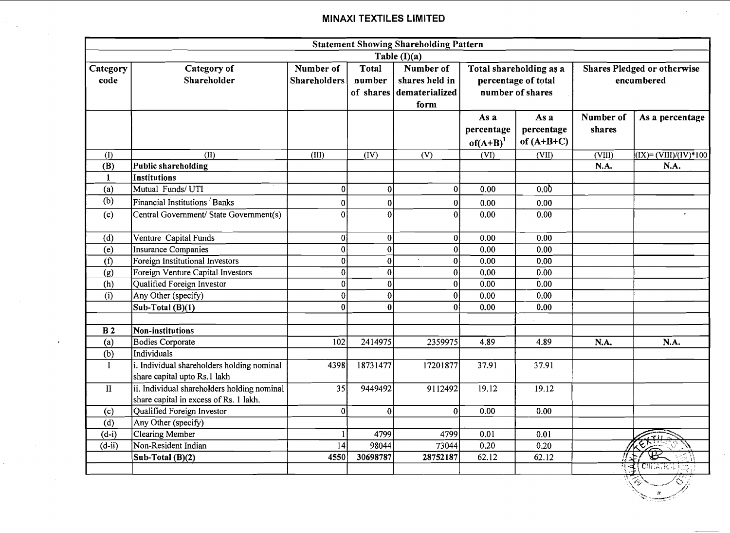## MINAXI TEXTILES LIMITED

| Statement Showing Shareholding Pattern | | | | | | | | |
|---|---|---|---|---|---|---|---|---|
| Table (I)(a) | | | | | | | | |
| Category code | Category of Shareholder | Number of Shareholders | Total number of shares | Number of shares held in dematerialized form | Total shareholding as a percentage of total number of shares | | Shares Pledged or otherwise encumbered | |
| | | | | | As a percentage of(A+B)[1] | As a percentage of (A+B+C) | Number of shares | As a percentage |
| (I) | (II) | (III) | (IV) | (V) | (VI) | (VII) | (VIII) | (IX)= (VIII)/(IV)*100 |
| (B) | **Public shareholding** | | | | | | **N.A.** | **N.A.** |
| 1 | **Institutions** | | | | | | | |
| (a) | Mutual Funds/ UTI | 0 | 0 | 0 | 0.00 | 0.00 | | |
| (b) | Financial Institutions / Banks | 0 | 0 | 0 | 0.00 | 0.00 | | |
| (c) | Central Government/ State Government(s) | 0 | 0 | 0 | 0.00 | 0.00 | | |
| (d) | Venture Capital Funds | 0 | 0 | 0 | 0.00 | 0.00 | | |
| (e) | Insurance Companies | 0 | 0 | 0 | 0.00 | 0.00 | | |
| (f) | Foreign Institutional Investors | 0 | 0 | 0 | 0.00 | 0.00 | | |
| (g) | Foreign Venture Capital Investors | 0 | 0 | 0 | 0.00 | 0.00 | | |
| (h) | Qualified Foreign Investor | 0 | 0 | 0 | 0.00 | 0.00 | | |
| (i) | Any Other (specify) | 0 | 0 | 0 | 0.00 | 0.00 | | |
| | **Sub-Total (B)(1)** | 0 | 0 | 0 | 0.00 | 0.00 | | |
| | | | | | | | | |
| **B 2** | **Non-institutions** | | | | | | | |
| (a) | Bodies Corporate | 102 | 2414975 | 2359975 | 4.89 | 4.89 | **N.A.** | **N.A.** |
| (b) | Individuals | | | | | | | |
| I | i. Individual shareholders holding nominal share capital upto Rs.1 lakh | 4398 | 18731477 | 17201877 | 37.91 | 37.91 | | |
| II | ii. Individual shareholders holding nominal share capital in excess of Rs. 1 lakh. | 35 | 9449492 | 9112492 | 19.12 | 19.12 | | |
| (c) | Qualified Foreign Investor | 0 | 0 | 0 | 0.00 | 0.00 | | |
| (d) | Any Other (specify) | | | | | | | |
| (d-i) | Clearing Member | 1 | 4799 | 4799 | 0.01 | 0.01 | | |
| (d-ii) | Non-Resident Indian | 14 | 98044 | 73044 | 0.20 | 0.20 | | |
| | **Sub-Total (B)(2)** | 4550 | 30698787 | 28752187 | 62.12 | 62.12 | | |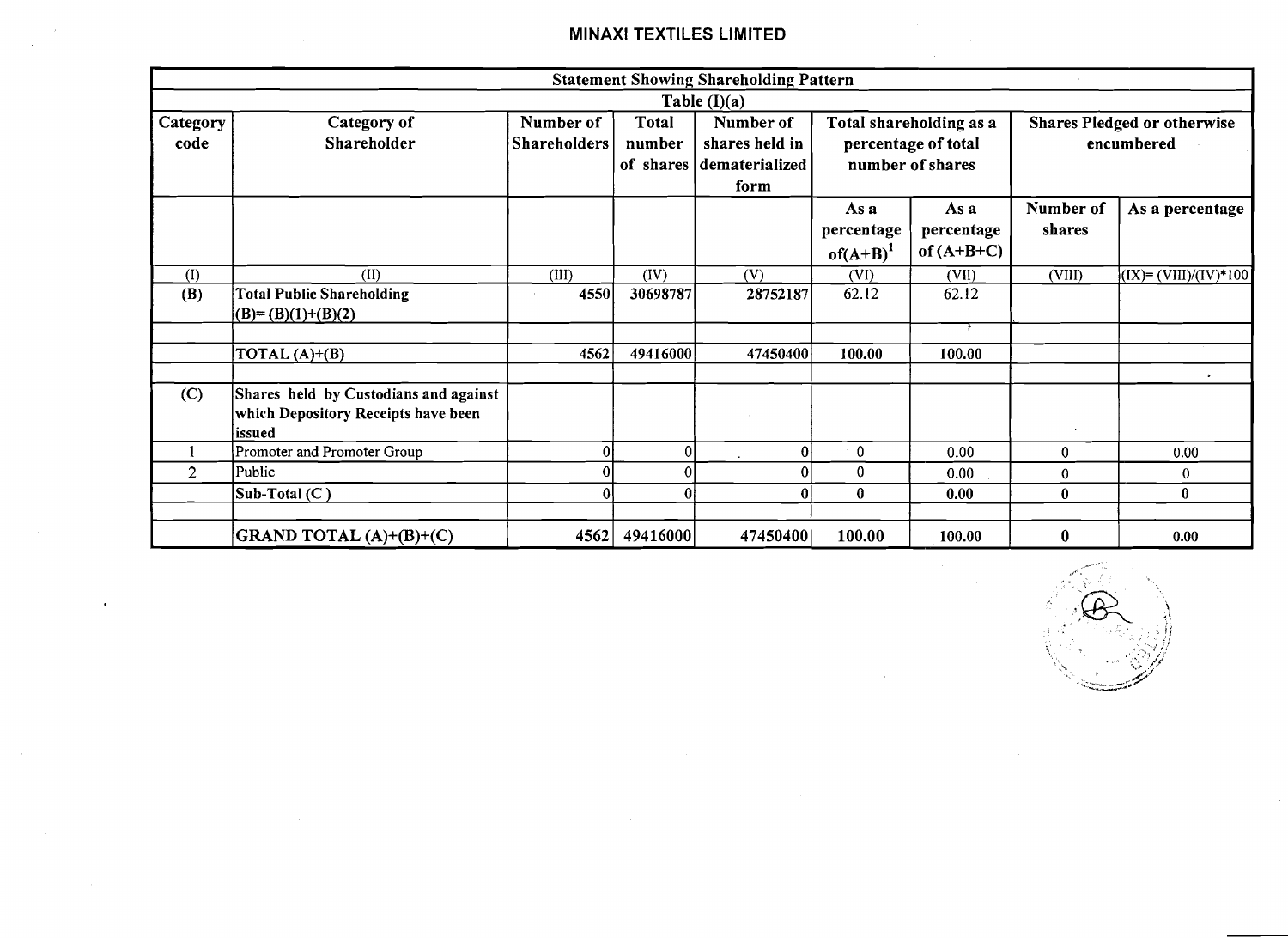## MINAXI TEXTILES LIMITED

| Statement Showing Shareholding Pattern | | | | | | | | |
|---|---|---|---|---|---|---|---|---|
| Table (I)(a) | | | | | | | | |
| Category code | Category of Shareholder | Number of Shareholders | Total number of shares | Number of shares held in dematerialized form | Total shareholding as a percentage of total number of shares | | Shares Pledged or otherwise encumbered | |
| | | | | | As a percentage of(A+B)[1] | As a percentage of (A+B+C) | Number of shares | As a percentage |
| (I) | (II) | (III) | (IV) | (V) | (VI) | (VII) | (VIII) | (IX)= (VIII)/(IV)*100 |
| **(B)** | **Total Public Shareholding (B)= (B)(1)+(B)(2)** | 4550 | 30698787 | 28752187 | 62.12 | 62.12 | | |
| | | | | | | | | |
| | TOTAL (A)+(B) | 4562 | 49416000 | 47450400 | **100.00** | **100.00** | | |
| | | | | | | | | |
| (C) | Shares held by Custodians and against which Depository Receipts have been issued | | | | | | | |
| 1 | Promoter and Promoter Group | 0 | 0 | 0 | 0 | 0.00 | 0 | 0.00 |
| 2 | Public | 0 | 0 | 0 | 0 | 0.00 | 0 | 0 |
| | Sub-Total (C) | 0 | 0 | 0 | **0** | **0.00** | **0** | **0** |
| | | | | | | | | |
| | **GRAND TOTAL (A)+(B)+(C)** | 4562 | 49416000 | 47450400 | **100.00** | **100.00** | **0** | 0.00 |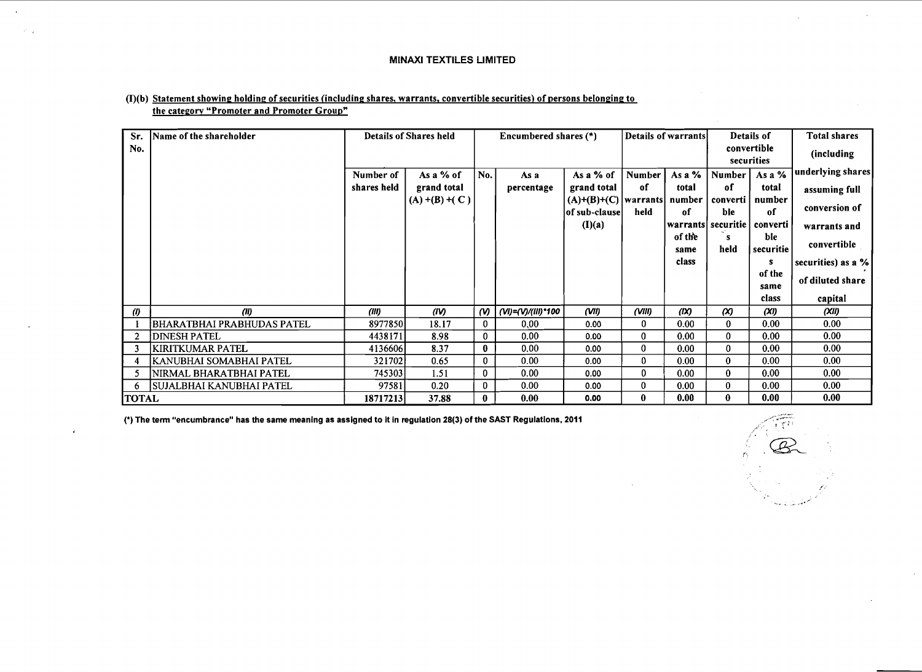# MINAXI TEXTILES LIMITED

## (I)(b) Statement showing holding of securities (including shares, warrants, convertible securities) of persons belonging to the category "Promoter and Promoter Group"

| Sr. No. | Name of the shareholder | Details of Shares held | | Encumbered shares (*) | | | Details of warrants | | Details of convertible securities | | Total shares (including underlying shares assuming full conversion of warrants and convertible securities) as a % of diluted share capital |
|---|---|---|---|---|---|---|---|---|---|---|---|
| | | Number of shares held | As a % of grand total (A) +(B) +( C ) | No. | As a percentage | As a % of grand total (A)+(B)+(C) of sub-clause (I)(a) | Number of warrants held | As a % total number of warrants of the same class | Number of convertible securities held | As a % total number of convertible securities of the same class | |
| (I) | (II) | (III) | (IV) | (V) | (VI)=(V)/(III)*100 | (VII) | (VIII) | (IX) | (X) | (XI) | (XII) |
| 1 | BHARATBHAI PRABHUDAS PATEL | 8977850 | 18.17 | 0 | 0.00 | 0.00 | 0 | 0.00 | 0 | 0.00 | 0.00 |
| 2 | DINESH PATEL | 4438171 | 8.98 | 0 | 0.00 | 0.00 | 0 | 0.00 | 0 | 0.00 | 0.00 |
| 3 | KIRITKUMAR PATEL | 4136606 | 8.37 | 0 | 0.00 | 0.00 | 0 | 0.00 | 0 | 0.00 | 0.00 |
| 4 | KANUBHAI SOMABHAI PATEL | 321702 | 0.65 | 0 | 0.00 | 0.00 | 0 | 0.00 | 0 | 0.00 | 0.00 |
| 5 | NIRMAL BHARATBHAI PATEL | 745303 | 1.51 | 0 | 0.00 | 0.00 | 0 | 0.00 | 0 | 0.00 | 0.00 |
| 6 | SUJALBHAI KANUBHAI PATEL | 97581 | 0.20 | 0 | 0.00 | 0.00 | 0 | 0.00 | 0 | 0.00 | 0.00 |
| TOTAL | | 18717213 | 37.88 | 0 | 0.00 | 0.00 | 0 | 0.00 | 0 | 0.00 | 0.00 |

(*) The term "encumbrance" has the same meaning as assigned to it in regulation 28(3) of the SAST Regulations, 2011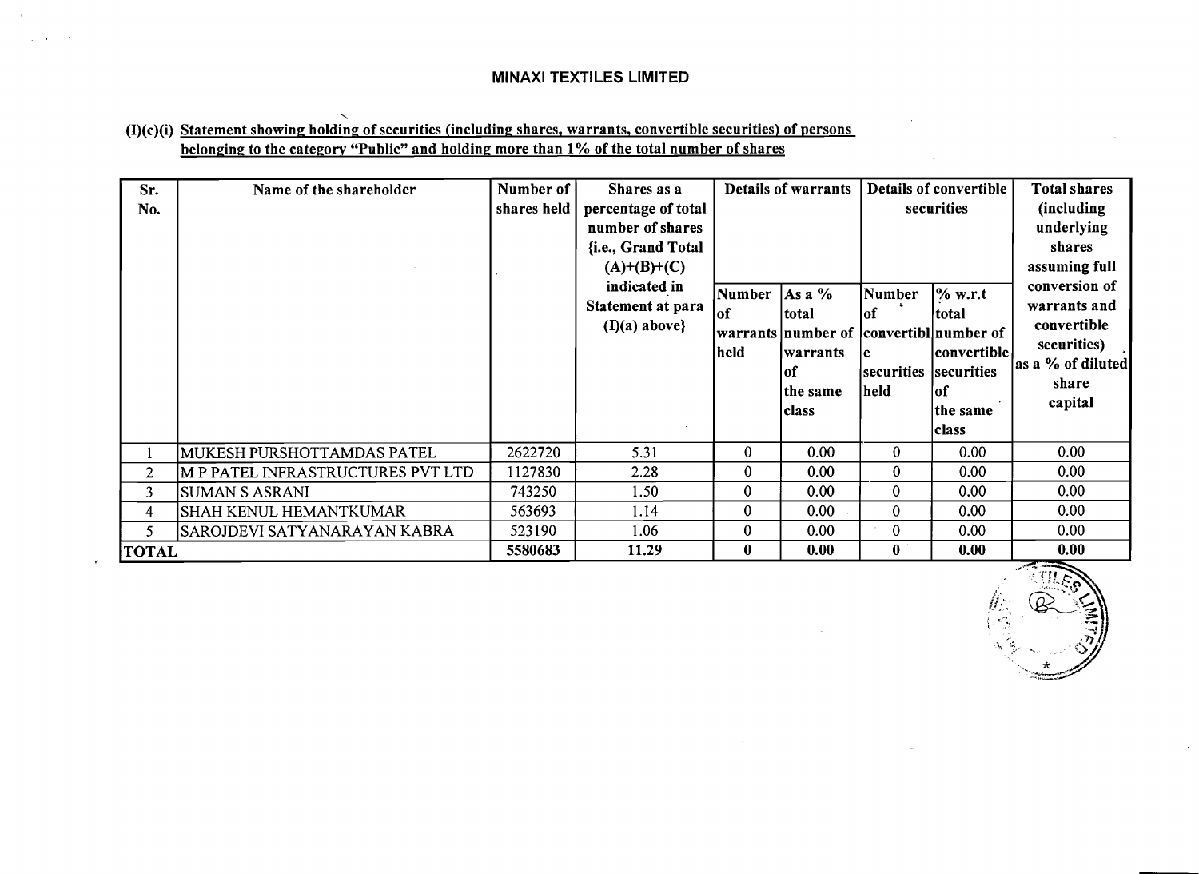# MINAXI TEXTILES LIMITED

**(I)(c)(i) Statement showing holding of securities (including shares, warrants, convertible securities) of persons belonging to the category "Public" and holding more than 1% of the total number of shares**

| Sr. No. | Name of the shareholder | Number of shares held | Shares as a percentage of total number of shares {i.e., Grand Total (A)+(B)+(C) indicated in Statement at para (I)(a) above} | Details of warrants | | Details of convertible securities | | Total shares (including underlying shares assuming full conversion of warrants and convertible securities) as a % of diluted share capital |
|---|---|---|---|---|---|---|---|---|
| | | | | Number of warrants held | As a % total number of warrants of the same class | Number of convertible securities held | % w.r.t total number of convertible securities of the same class | |
| 1 | MUKESH PURSHOTTAMDAS PATEL | 2622720 | 5.31 | 0 | 0.00 | 0 | 0.00 | 0.00 |
| 2 | M P PATEL INFRASTRUCTURES PVT LTD | 1127830 | 2.28 | 0 | 0.00 | 0 | 0.00 | 0.00 |
| 3 | SUMAN S ASRANI | 743250 | 1.50 | 0 | 0.00 | 0 | 0.00 | 0.00 |
| 4 | SHAH KENUL HEMANTKUMAR | 563693 | 1.14 | 0 | 0.00 | 0 | 0.00 | 0.00 |
| 5 | SAROJDEVI SATYANARAYAN KABRA | 523190 | 1.06 | 0 | 0.00 | 0 | 0.00 | 0.00 |
| **TOTAL** | | **5580683** | **11.29** | **0** | **0.00** | **0** | **0.00** | **0.00** |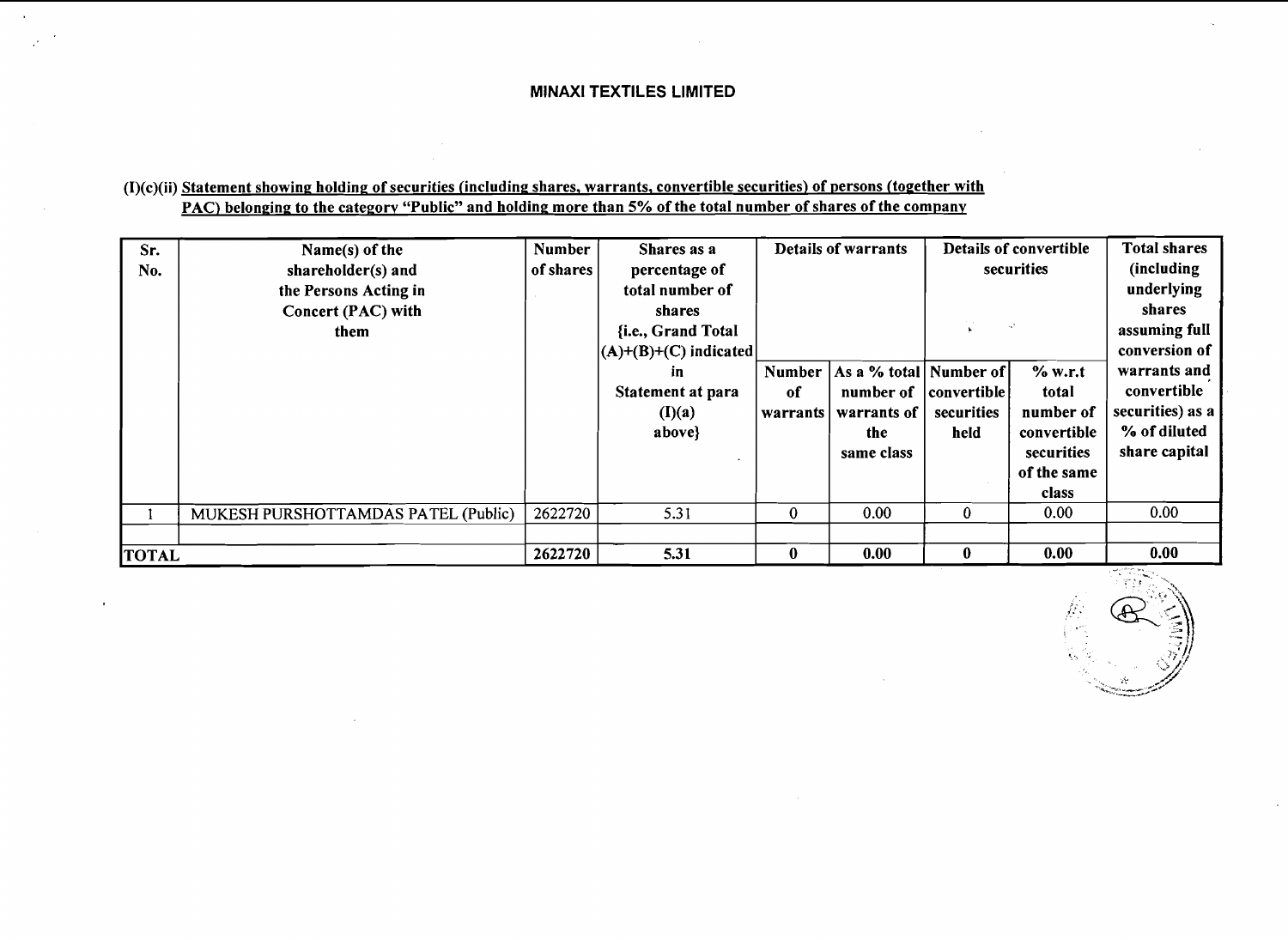**MINAXI TEXTILES LIMITED**

(I)(c)(ii) Statement showing holding of securities (including shares, warrants, convertible securities) of persons (together with PAC) belonging to the category "Public" and holding more than 5% of the total number of shares of the company

| Sr. No. | Name(s) of the shareholder(s) and the Persons Acting in Concert (PAC) with them | Number of shares | Shares as a percentage of total number of shares {i.e., Grand Total (A)+(B)+(C) indicated in Statement at para (I)(a) above} | Details of warrants | | Details of convertible securities | | Total shares (including underlying shares assuming full conversion of warrants and convertible securities) as a % of diluted share capital |
|---|---|---|---|---|---|---|---|---|
| | | | | Number of warrants | As a % total number of warrants of the same class | Number of convertible securities held | % w.r.t total number of convertible securities of the same class | |
| 1 | MUKESH PURSHOTTAMDAS PATEL (Public) | 2622720 | 5.31 | 0 | 0.00 | 0 | 0.00 | 0.00 |
| | | | | | | | | |
| **TOTAL** | | **2622720** | **5.31** | **0** | **0.00** | **0** | **0.00** | **0.00** |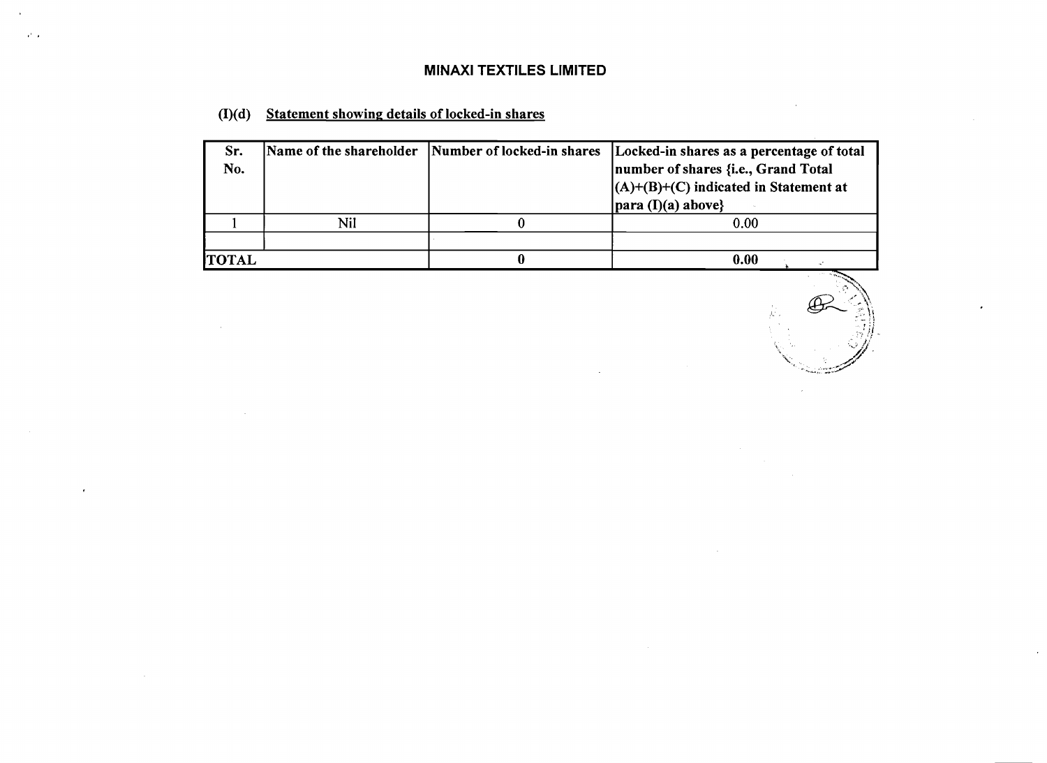# MINAXI TEXTILES LIMITED

## (I)(d) Statement showing details of locked-in shares

| Sr. No. | Name of the shareholder | Number of locked-in shares | Locked-in shares as a percentage of total number of shares {i.e., Grand Total (A)+(B)+(C) indicated in Statement at para (I)(a) above} |
|---|---|---|---|
| 1 | Nil | 0 | 0.00 |
| | | | |
| **TOTAL** | | **0** | **0.00** |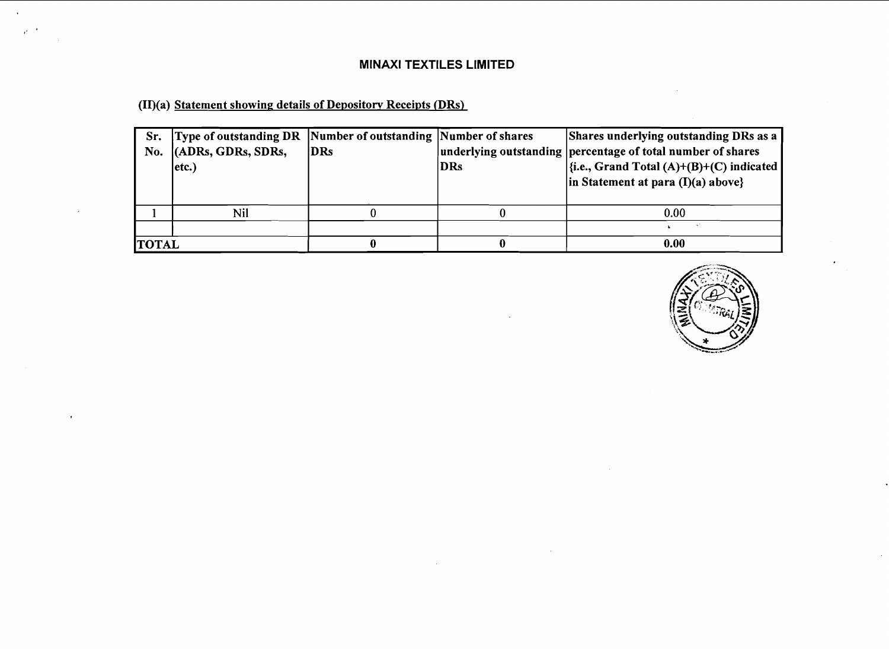# MINAXI TEXTILES LIMITED

## (II)(a) Statement showing details of Depository Receipts (DRs)

| Sr. No. | Type of outstanding DR (ADRs, GDRs, SDRs, etc.) | Number of outstanding DRs | Number of shares underlying outstanding DRs | Shares underlying outstanding DRs as a percentage of total number of shares {i.e., Grand Total (A)+(B)+(C) indicated in Statement at para (I)(a) above} |
|---|---|---|---|---|
| 1 | Nil | 0 | 0 | 0.00 |
| | | | | |
| **TOTAL** | | **0** | **0** | **0.00** |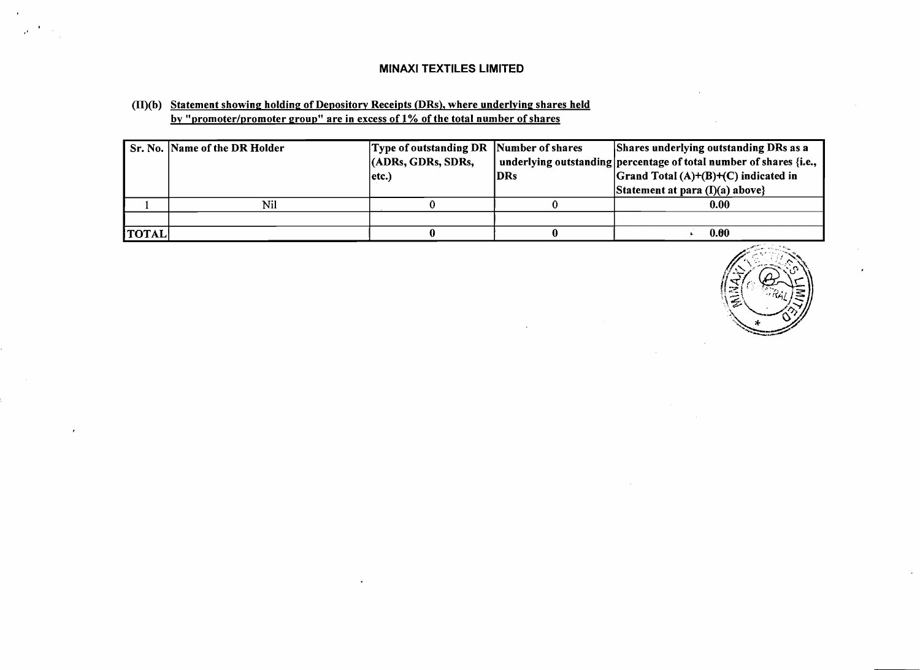# MINAXI TEXTILES LIMITED

**(II)(b) Statement showing holding of Depository Receipts (DRs), where underlying shares held by "promoter/promoter group" are in excess of 1% of the total number of shares**

| Sr. No. | Name of the DR Holder | Type of outstanding DR (ADRs, GDRs, SDRs, etc.) | Number of shares underlying outstanding DRs | Shares underlying outstanding DRs as a percentage of total number of shares {i.e., Grand Total (A)+(B)+(C) indicated in Statement at para (I)(a) above} |
|---|---|---|---|---|
| 1 | Nil | 0 | 0 | 0.00 |
| | | | | |
| TOTAL | | 0 | 0 | 0.00 |